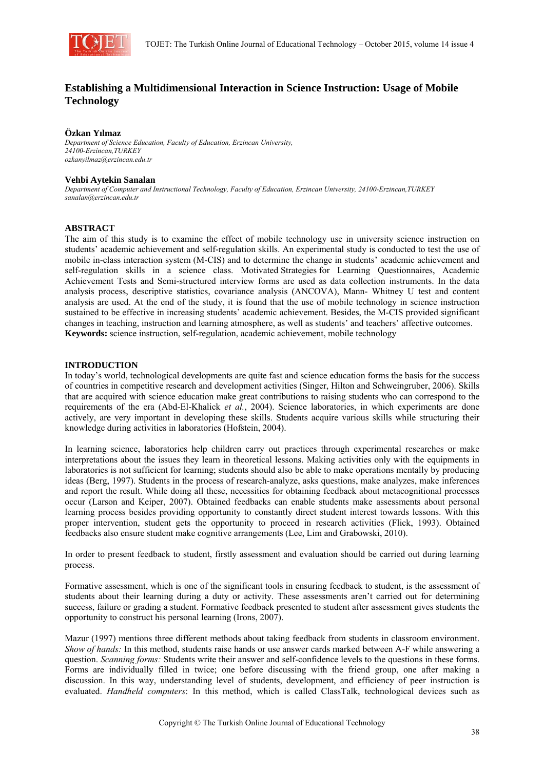# Establishing a Multidimensional Interaction in Science Instruction: Usage of Mobile Technology

**Özkan Yılmaz**
*Department of Science Education, Faculty of Education, Erzincan University, 24100-Erzincan,TURKEY*
*ozkanyilmaz@erzincan.edu.tr*

**Vehbi Aytekin Sanalan**
*Department of Computer and Instructional Technology, Faculty of Education, Erzincan University, 24100-Erzincan,TURKEY*
*sanalan@erzincan.edu.tr*

## ABSTRACT

The aim of this study is to examine the effect of mobile technology use in university science instruction on students' academic achievement and self-regulation skills. An experimental study is conducted to test the use of mobile in-class interaction system (M-CIS) and to determine the change in students' academic achievement and self-regulation skills in a science class. Motivated Strategies for Learning Questionnaires, Academic Achievement Tests and Semi-structured interview forms are used as data collection instruments. In the data analysis process, descriptive statistics, covariance analysis (ANCOVA), Mann- Whitney U test and content analysis are used. At the end of the study, it is found that the use of mobile technology in science instruction sustained to be effective in increasing students' academic achievement. Besides, the M-CIS provided significant changes in teaching, instruction and learning atmosphere, as well as students' and teachers' affective outcomes.

**Keywords:** science instruction, self-regulation, academic achievement, mobile technology

## INTRODUCTION

In today's world, technological developments are quite fast and science education forms the basis for the success of countries in competitive research and development activities (Singer, Hilton and Schweingruber, 2006). Skills that are acquired with science education make great contributions to raising students who can correspond to the requirements of the era (Abd-El-Khalick *et al.*, 2004). Science laboratories, in which experiments are done actively, are very important in developing these skills. Students acquire various skills while structuring their knowledge during activities in laboratories (Hofstein, 2004).

In learning science, laboratories help children carry out practices through experimental researches or make interpretations about the issues they learn in theoretical lessons. Making activities only with the equipments in laboratories is not sufficient for learning; students should also be able to make operations mentally by producing ideas (Berg, 1997). Students in the process of research-analyze, asks questions, make analyzes, make inferences and report the result. While doing all these, necessities for obtaining feedback about metacognitional processes occur (Larson and Keiper, 2007). Obtained feedbacks can enable students make assessments about personal learning process besides providing opportunity to constantly direct student interest towards lessons. With this proper intervention, student gets the opportunity to proceed in research activities (Flick, 1993). Obtained feedbacks also ensure student make cognitive arrangements (Lee, Lim and Grabowski, 2010).

In order to present feedback to student, firstly assessment and evaluation should be carried out during learning process.

Formative assessment, which is one of the significant tools in ensuring feedback to student, is the assessment of students about their learning during a duty or activity. These assessments aren't carried out for determining success, failure or grading a student. Formative feedback presented to student after assessment gives students the opportunity to construct his personal learning (Irons, 2007).

Mazur (1997) mentions three different methods about taking feedback from students in classroom environment. *Show of hands:* In this method, students raise hands or use answer cards marked between A-F while answering a question. *Scanning forms:* Students write their answer and self-confidence levels to the questions in these forms. Forms are individually filled in twice; one before discussing with the friend group, one after making a discussion. In this way, understanding level of students, development, and efficiency of peer instruction is evaluated. *Handheld computers*: In this method, which is called ClassTalk, technological devices such as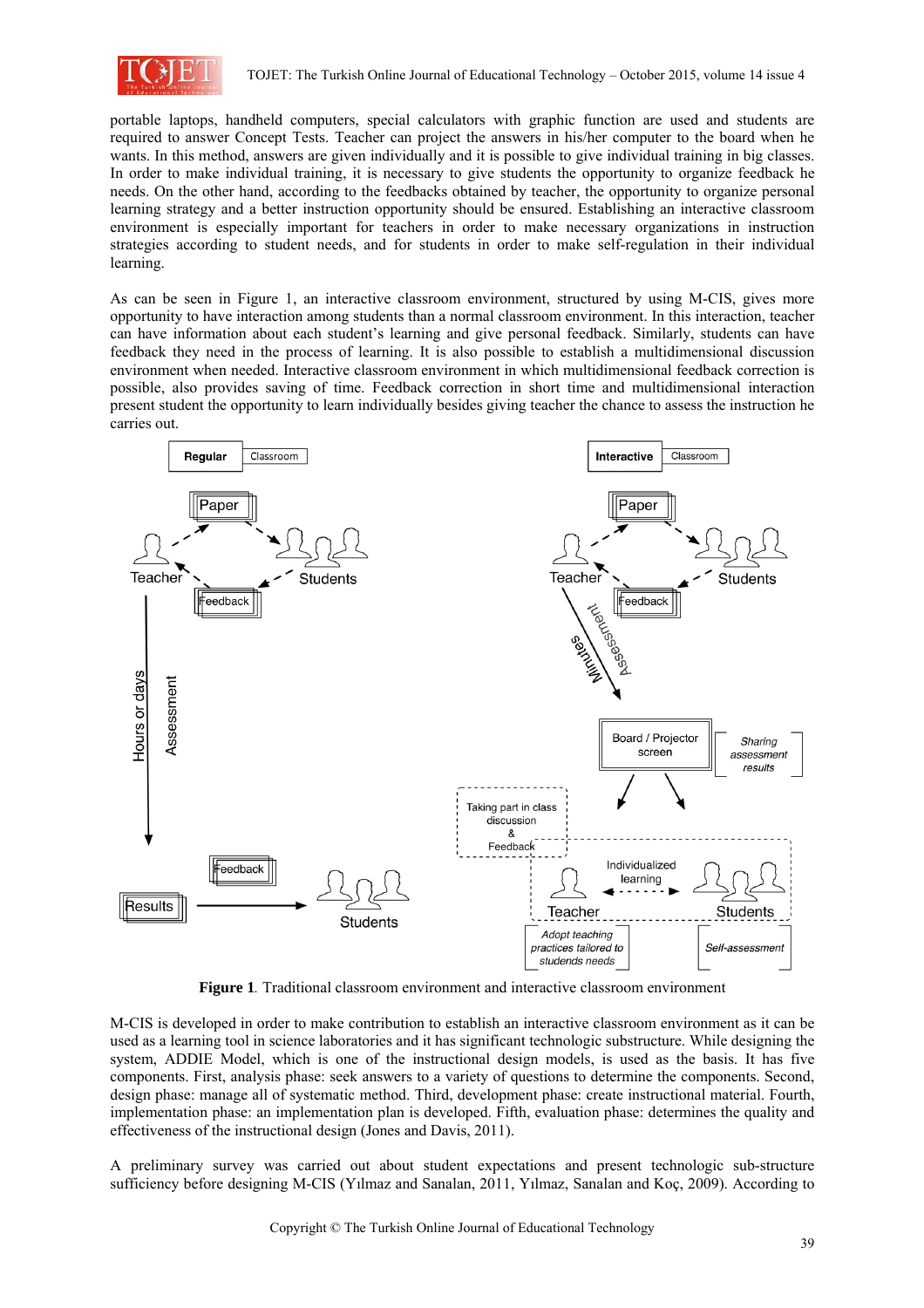portable laptops, handheld computers, special calculators with graphic function are used and students are required to answer Concept Tests. Teacher can project the answers in his/her computer to the board when he wants. In this method, answers are given individually and it is possible to give individual training in big classes. In order to make individual training, it is necessary to give students the opportunity to organize feedback he needs. On the other hand, according to the feedbacks obtained by teacher, the opportunity to organize personal learning strategy and a better instruction opportunity should be ensured. Establishing an interactive classroom environment is especially important for teachers in order to make necessary organizations in instruction strategies according to student needs, and for students in order to make self-regulation in their individual learning.

As can be seen in Figure 1, an interactive classroom environment, structured by using M-CIS, gives more opportunity to have interaction among students than a normal classroom environment. In this interaction, teacher can have information about each student's learning and give personal feedback. Similarly, students can have feedback they need in the process of learning. It is also possible to establish a multidimensional discussion environment when needed. Interactive classroom environment in which multidimensional feedback correction is possible, also provides saving of time. Feedback correction in short time and multidimensional interaction present student the opportunity to learn individually besides giving teacher the chance to assess the instruction he carries out.

**Figure 1**. Traditional classroom environment and interactive classroom environment

M-CIS is developed in order to make contribution to establish an interactive classroom environment as it can be used as a learning tool in science laboratories and it has significant technologic substructure. While designing the system, ADDIE Model, which is one of the instructional design models, is used as the basis. It has five components. First, analysis phase: seek answers to a variety of questions to determine the components. Second, design phase: manage all of systematic method. Third, development phase: create instructional material. Fourth, implementation phase: an implementation plan is developed. Fifth, evaluation phase: determines the quality and effectiveness of the instructional design (Jones and Davis, 2011).

A preliminary survey was carried out about student expectations and present technologic sub-structure sufficiency before designing M-CIS (Yılmaz and Sanalan, 2011, Yılmaz, Sanalan and Koç, 2009). According to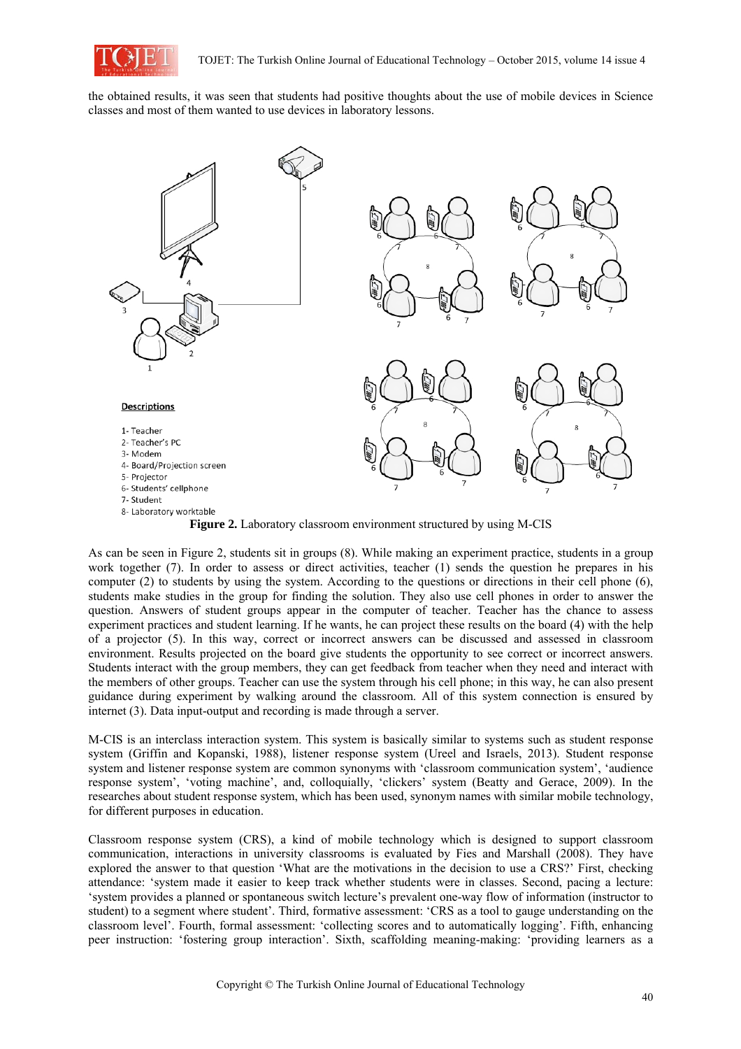the obtained results, it was seen that students had positive thoughts about the use of mobile devices in Science classes and most of them wanted to use devices in laboratory lessons.

**Descriptions**

1- Teacher
2- Teacher's PC
3- Modem
4- Board/Projection screen
5- Projector
6- Students' cellphone
7- Student
8- Laboratory worktable

**Figure 2.** Laboratory classroom environment structured by using M-CIS

As can be seen in Figure 2, students sit in groups (8). While making an experiment practice, students in a group work together (7). In order to assess or direct activities, teacher (1) sends the question he prepares in his computer (2) to students by using the system. According to the questions or directions in their cell phone (6), students make studies in the group for finding the solution. They also use cell phones in order to answer the question. Answers of student groups appear in the computer of teacher. Teacher has the chance to assess experiment practices and student learning. If he wants, he can project these results on the board (4) with the help of a projector (5). In this way, correct or incorrect answers can be discussed and assessed in classroom environment. Results projected on the board give students the opportunity to see correct or incorrect answers. Students interact with the group members, they can get feedback from teacher when they need and interact with the members of other groups. Teacher can use the system through his cell phone; in this way, he can also present guidance during experiment by walking around the classroom. All of this system connection is ensured by internet (3). Data input-output and recording is made through a server.

M-CIS is an interclass interaction system. This system is basically similar to systems such as student response system (Griffin and Kopanski, 1988), listener response system (Ureel and Israels, 2013). Student response system and listener response system are common synonyms with 'classroom communication system', 'audience response system', 'voting machine', and, colloquially, 'clickers' system (Beatty and Gerace, 2009). In the researches about student response system, which has been used, synonym names with similar mobile technology, for different purposes in education.

Classroom response system (CRS), a kind of mobile technology which is designed to support classroom communication, interactions in university classrooms is evaluated by Fies and Marshall (2008). They have explored the answer to that question 'What are the motivations in the decision to use a CRS?' First, checking attendance: 'system made it easier to keep track whether students were in classes. Second, pacing a lecture: 'system provides a planned or spontaneous switch lecture's prevalent one-way flow of information (instructor to student) to a segment where student'. Third, formative assessment: 'CRS as a tool to gauge understanding on the classroom level'. Fourth, formal assessment: 'collecting scores and to automatically logging'. Fifth, enhancing peer instruction: 'fostering group interaction'. Sixth, scaffolding meaning-making: 'providing learners as a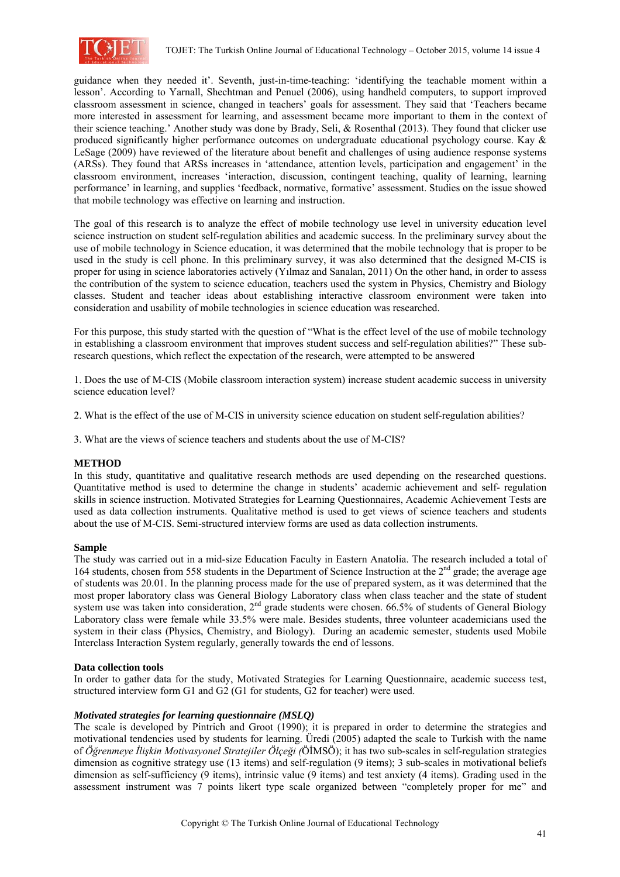guidance when they needed it'. Seventh, just-in-time-teaching: 'identifying the teachable moment within a lesson'. According to Yarnall, Shechtman and Penuel (2006), using handheld computers, to support improved classroom assessment in science, changed in teachers' goals for assessment. They said that 'Teachers became more interested in assessment for learning, and assessment became more important to them in the context of their science teaching.' Another study was done by Brady, Seli, & Rosenthal (2013). They found that clicker use produced significantly higher performance outcomes on undergraduate educational psychology course. Kay & LeSage (2009) have reviewed of the literature about benefit and challenges of using audience response systems (ARSs). They found that ARSs increases in 'attendance, attention levels, participation and engagement' in the classroom environment, increases 'interaction, discussion, contingent teaching, quality of learning, learning performance' in learning, and supplies 'feedback, normative, formative' assessment. Studies on the issue showed that mobile technology was effective on learning and instruction.

The goal of this research is to analyze the effect of mobile technology use level in university education level science instruction on student self-regulation abilities and academic success. In the preliminary survey about the use of mobile technology in Science education, it was determined that the mobile technology that is proper to be used in the study is cell phone. In this preliminary survey, it was also determined that the designed M-CIS is proper for using in science laboratories actively (Yılmaz and Sanalan, 2011) On the other hand, in order to assess the contribution of the system to science education, teachers used the system in Physics, Chemistry and Biology classes. Student and teacher ideas about establishing interactive classroom environment were taken into consideration and usability of mobile technologies in science education was researched.

For this purpose, this study started with the question of "What is the effect level of the use of mobile technology in establishing a classroom environment that improves student success and self-regulation abilities?" These sub-research questions, which reflect the expectation of the research, were attempted to be answered

1. Does the use of M-CIS (Mobile classroom interaction system) increase student academic success in university science education level?

2. What is the effect of the use of M-CIS in university science education on student self-regulation abilities?

3. What are the views of science teachers and students about the use of M-CIS?

## METHOD

In this study, quantitative and qualitative research methods are used depending on the researched questions. Quantitative method is used to determine the change in students' academic achievement and self- regulation skills in science instruction. Motivated Strategies for Learning Questionnaires, Academic Achievement Tests are used as data collection instruments. Qualitative method is used to get views of science teachers and students about the use of M-CIS. Semi-structured interview forms are used as data collection instruments.

### Sample

The study was carried out in a mid-size Education Faculty in Eastern Anatolia. The research included a total of 164 students, chosen from 558 students in the Department of Science Instruction at the 2nd grade; the average age of students was 20.01. In the planning process made for the use of prepared system, as it was determined that the most proper laboratory class was General Biology Laboratory class when class teacher and the state of student system use was taken into consideration, 2nd grade students were chosen. 66.5% of students of General Biology Laboratory class were female while 33.5% were male. Besides students, three volunteer academicians used the system in their class (Physics, Chemistry, and Biology). During an academic semester, students used Mobile Interclass Interaction System regularly, generally towards the end of lessons.

### Data collection tools

In order to gather data for the study, Motivated Strategies for Learning Questionnaire, academic success test, structured interview form G1 and G2 (G1 for students, G2 for teacher) were used.

#### *Motivated strategies for learning questionnaire (MSLQ)*

The scale is developed by Pintrich and Groot (1990); it is prepared in order to determine the strategies and motivational tendencies used by students for learning. Üredi (2005) adapted the scale to Turkish with the name of *Öğrenmeye İlişkin Motivasyonel Stratejiler Ölçeği (*ÖİMSÖ); it has two sub-scales in self-regulation strategies dimension as cognitive strategy use (13 items) and self-regulation (9 items); 3 sub-scales in motivational beliefs dimension as self-sufficiency (9 items), intrinsic value (9 items) and test anxiety (4 items). Grading used in the assessment instrument was 7 points likert type scale organized between "completely proper for me" and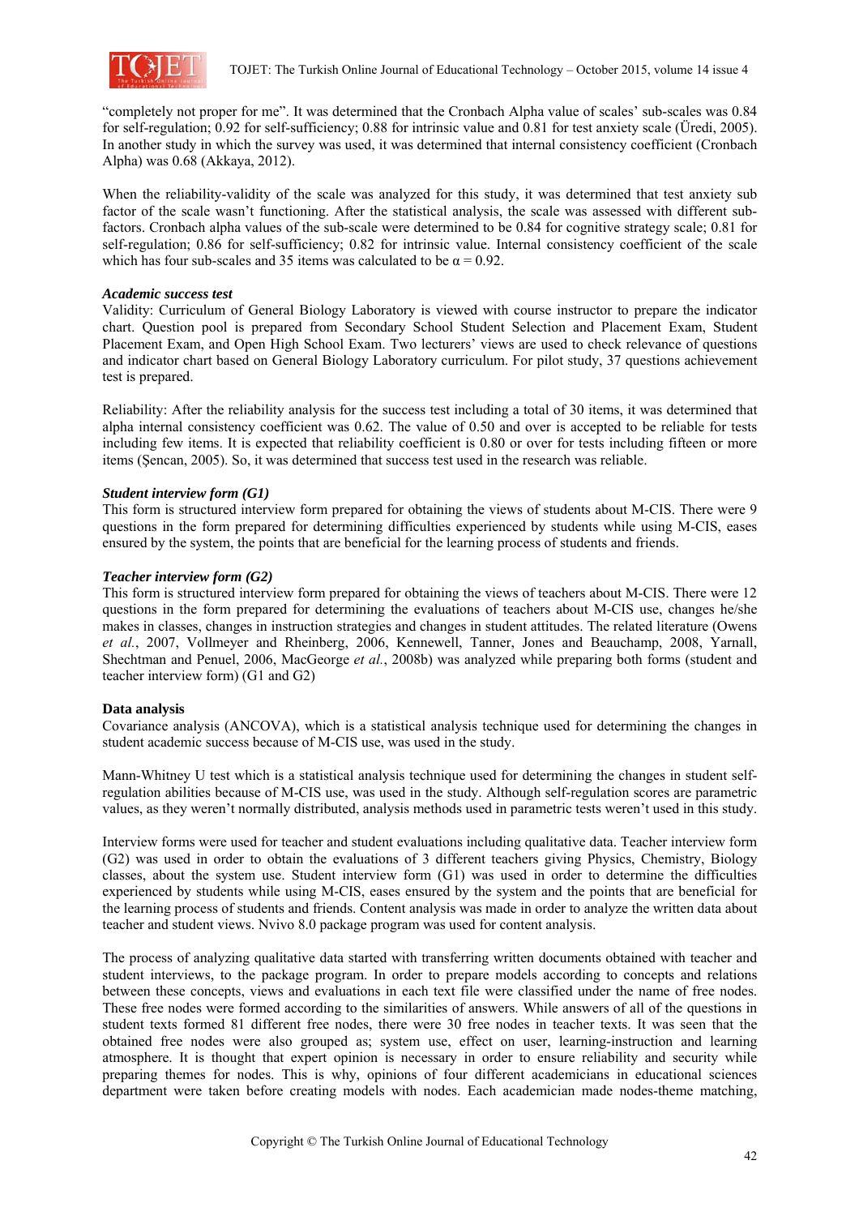"completely not proper for me". It was determined that the Cronbach Alpha value of scales' sub-scales was 0.84 for self-regulation; 0.92 for self-sufficiency; 0.88 for intrinsic value and 0.81 for test anxiety scale (Üredi, 2005). In another study in which the survey was used, it was determined that internal consistency coefficient (Cronbach Alpha) was 0.68 (Akkaya, 2012).

When the reliability-validity of the scale was analyzed for this study, it was determined that test anxiety sub factor of the scale wasn't functioning. After the statistical analysis, the scale was assessed with different sub-factors. Cronbach alpha values of the sub-scale were determined to be 0.84 for cognitive strategy scale; 0.81 for self-regulation; 0.86 for self-sufficiency; 0.82 for intrinsic value. Internal consistency coefficient of the scale which has four sub-scales and 35 items was calculated to be $\alpha = 0.92$.

***Academic success test***

Validity: Curriculum of General Biology Laboratory is viewed with course instructor to prepare the indicator chart. Question pool is prepared from Secondary School Student Selection and Placement Exam, Student Placement Exam, and Open High School Exam. Two lecturers' views are used to check relevance of questions and indicator chart based on General Biology Laboratory curriculum. For pilot study, 37 questions achievement test is prepared.

Reliability: After the reliability analysis for the success test including a total of 30 items, it was determined that alpha internal consistency coefficient was 0.62. The value of 0.50 and over is accepted to be reliable for tests including few items. It is expected that reliability coefficient is 0.80 or over for tests including fifteen or more items (Şencan, 2005). So, it was determined that success test used in the research was reliable.

***Student interview form (G1)***

This form is structured interview form prepared for obtaining the views of students about M-CIS. There were 9 questions in the form prepared for determining difficulties experienced by students while using M-CIS, eases ensured by the system, the points that are beneficial for the learning process of students and friends.

***Teacher interview form (G2)***

This form is structured interview form prepared for obtaining the views of teachers about M-CIS. There were 12 questions in the form prepared for determining the evaluations of teachers about M-CIS use, changes he/she makes in classes, changes in instruction strategies and changes in student attitudes. The related literature (Owens *et al.*, 2007, Vollmeyer and Rheinberg, 2006, Kennewell, Tanner, Jones and Beauchamp, 2008, Yarnall, Shechtman and Penuel, 2006, MacGeorge *et al.*, 2008b) was analyzed while preparing both forms (student and teacher interview form) (G1 and G2)

**Data analysis**

Covariance analysis (ANCOVA), which is a statistical analysis technique used for determining the changes in student academic success because of M-CIS use, was used in the study.

Mann-Whitney U test which is a statistical analysis technique used for determining the changes in student self-regulation abilities because of M-CIS use, was used in the study. Although self-regulation scores are parametric values, as they weren't normally distributed, analysis methods used in parametric tests weren't used in this study.

Interview forms were used for teacher and student evaluations including qualitative data. Teacher interview form (G2) was used in order to obtain the evaluations of 3 different teachers giving Physics, Chemistry, Biology classes, about the system use. Student interview form (G1) was used in order to determine the difficulties experienced by students while using M-CIS, eases ensured by the system and the points that are beneficial for the learning process of students and friends. Content analysis was made in order to analyze the written data about teacher and student views. Nvivo 8.0 package program was used for content analysis.

The process of analyzing qualitative data started with transferring written documents obtained with teacher and student interviews, to the package program. In order to prepare models according to concepts and relations between these concepts, views and evaluations in each text file were classified under the name of free nodes. These free nodes were formed according to the similarities of answers. While answers of all of the questions in student texts formed 81 different free nodes, there were 30 free nodes in teacher texts. It was seen that the obtained free nodes were also grouped as; system use, effect on user, learning-instruction and learning atmosphere. It is thought that expert opinion is necessary in order to ensure reliability and security while preparing themes for nodes. This is why, opinions of four different academicians in educational sciences department were taken before creating models with nodes. Each academician made nodes-theme matching,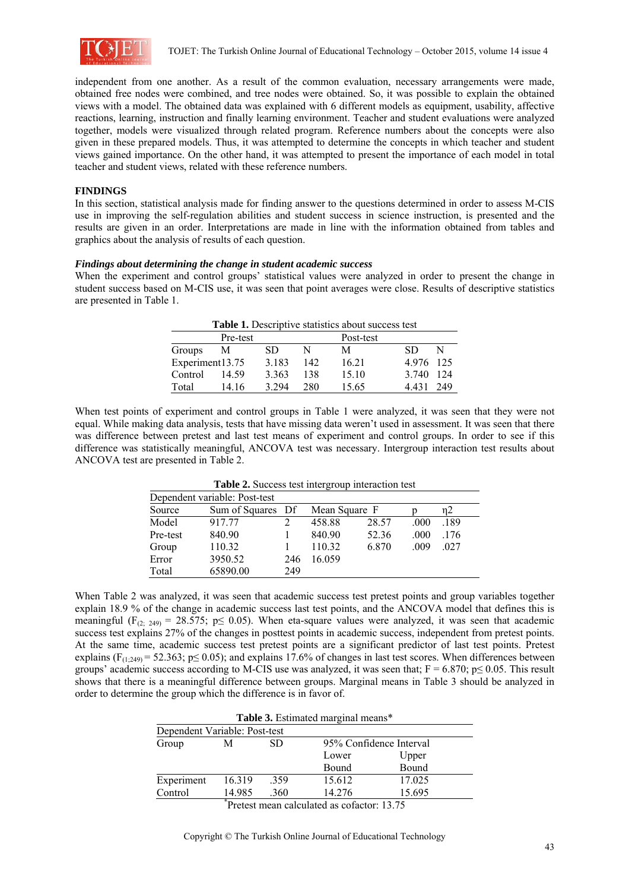independent from one another. As a result of the common evaluation, necessary arrangements were made, obtained free nodes were combined, and tree nodes were obtained. So, it was possible to explain the obtained views with a model. The obtained data was explained with 6 different models as equipment, usability, affective reactions, learning, instruction and finally learning environment. Teacher and student evaluations were analyzed together, models were visualized through related program. Reference numbers about the concepts were also given in these prepared models. Thus, it was attempted to determine the concepts in which teacher and student views gained importance. On the other hand, it was attempted to present the importance of each model in total teacher and student views, related with these reference numbers.

## FINDINGS

In this section, statistical analysis made for finding answer to the questions determined in order to assess M-CIS use in improving the self-regulation abilities and student success in science instruction, is presented and the results are given in an order. Interpretations are made in line with the information obtained from tables and graphics about the analysis of results of each question.

### *Findings about determining the change in student academic success*

When the experiment and control groups' statistical values were analyzed in order to present the change in student success based on M-CIS use, it was seen that point averages were close. Results of descriptive statistics are presented in Table 1.

**Table 1.** Descriptive statistics about success test

| | Pre-test | | | Post-test | | |
|---|---|---|---|---|---|---|
| Groups | M | SD | N | M | SD | N |
| Experiment | 13.75 | 3.183 | 142 | 16.21 | 4.976 | 125 |
| Control | 14.59 | 3.363 | 138 | 15.10 | 3.740 | 124 |
| Total | 14.16 | 3.294 | 280 | 15.65 | 4.431 | 249 |

When test points of experiment and control groups in Table 1 were analyzed, it was seen that they were not equal. While making data analysis, tests that have missing data weren't used in assessment. It was seen that there was difference between pretest and last test means of experiment and control groups. In order to see if this difference was statistically meaningful, ANCOVA test was necessary. Intergroup interaction test results about ANCOVA test are presented in Table 2.

**Table 2.** Success test intergroup interaction test

| Dependent variable: Post-test | | | | | | |
|---|---|---|---|---|---|---|
| Source | Sum of Squares | Df | Mean Square | F | p | η2 |
| Model | 917.77 | 2 | 458.88 | 28.57 | .000 | .189 |
| Pre-test | 840.90 | 1 | 840.90 | 52.36 | .000 | .176 |
| Group | 110.32 | 1 | 110.32 | 6.870 | .009 | .027 |
| Error | 3950.52 | 246 | 16.059 | | | |
| Total | 65890.00 | 249 | | | | |

When Table 2 was analyzed, it was seen that academic success test pretest points and group variables together explain 18.9 % of the change in academic success last test points, and the ANCOVA model that defines this is meaningful ($F_{(2;\ 249)} = 28.575$; $p \leq 0.05$). When eta-square values were analyzed, it was seen that academic success test explains 27% of the changes in posttest points in academic success, independent from pretest points. At the same time, academic success test pretest points are a significant predictor of last test points. Pretest explains ($F_{(1;249)} = 52.363$; $p \leq 0.05$); and explains 17.6% of changes in last test scores. When differences between groups' academic success according to M-CIS use was analyzed, it was seen that; $F = 6.870$; $p \leq 0.05$. This result shows that there is a meaningful difference between groups. Marginal means in Table 3 should be analyzed in order to determine the group which the difference is in favor of.

**Table 3.** Estimated marginal means*

| Dependent Variable: Post-test | | | | |
|---|---|---|---|---|
| Group | M | SD | 95% Confidence Interval | |
| | | | Lower Bound | Upper Bound |
| Experiment | 16.319 | .359 | 15.612 | 17.025 |
| Control | 14.985 | .360 | 14.276 | 15.695 |

*Pretest mean calculated as cofactor: 13.75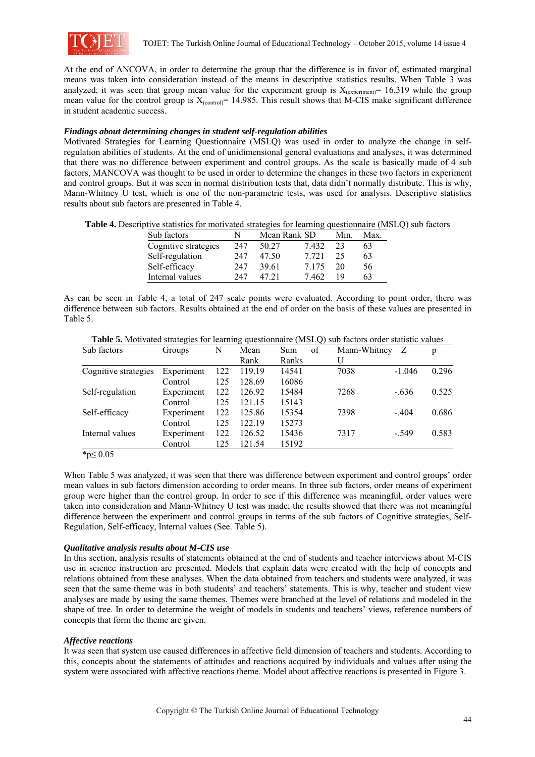At the end of ANCOVA, in order to determine the group that the difference is in favor of, estimated marginal means was taken into consideration instead of the means in descriptive statistics results. When Table 3 was analyzed, it was seen that group mean value for the experiment group is $X_{(experiment)}$= 16.319 while the group mean value for the control group is $X_{(control)}$= 14.985. This result shows that M-CIS make significant difference in student academic success.

### *Findings about determining changes in student self-regulation abilities*

Motivated Strategies for Learning Questionnaire (MSLQ) was used in order to analyze the change in self-regulation abilities of students. At the end of unidimensional general evaluations and analyses, it was determined that there was no difference between experiment and control groups. As the scale is basically made of 4 sub factors, MANCOVA was thought to be used in order to determine the changes in these two factors in experiment and control groups. But it was seen in normal distribution tests that, data didn't normally distribute. This is why, Mann-Whitney U test, which is one of the non-parametric tests, was used for analysis. Descriptive statistics results about sub factors are presented in Table 4.

**Table 4.** Descriptive statistics for motivated strategies for learning questionnaire (MSLQ) sub factors

| Sub factors | N | Mean Rank | SD | Min. | Max. |
|---|---|---|---|---|---|
| Cognitive strategies | 247 | 50.27 | 7.432 | 23 | 63 |
| Self-regulation | 247 | 47.50 | 7.721 | 25 | 63 |
| Self-efficacy | 247 | 39.61 | 7.175 | 20 | 56 |
| Internal values | 247 | 47.21 | 7.462 | 19 | 63 |

As can be seen in Table 4, a total of 247 scale points were evaluated. According to point order, there was difference between sub factors. Results obtained at the end of order on the basis of these values are presented in Table 5.

**Table 5.** Motivated strategies for learning questionnaire (MSLQ) sub factors order statistic values

| Sub factors | Groups | N | Mean Rank | Sum of Ranks | Mann-Whitney U | Z | p |
|---|---|---|---|---|---|---|---|
| Cognitive strategies | Experiment | 122 | 119.19 | 14541 | 7038 | -1.046 | 0.296 |
| | Control | 125 | 128.69 | 16086 | | | |
| Self-regulation | Experiment | 122 | 126.92 | 15484 | 7268 | -.636 | 0.525 |
| | Control | 125 | 121.15 | 15143 | | | |
| Self-efficacy | Experiment | 122 | 125.86 | 15354 | 7398 | -.404 | 0.686 |
| | Control | 125 | 122.19 | 15273 | | | |
| Internal values | Experiment | 122 | 126.52 | 15436 | 7317 | -.549 | 0.583 |
| | Control | 125 | 121.54 | 15192 | | | |

*$p \leq 0.05$

When Table 5 was analyzed, it was seen that there was difference between experiment and control groups' order mean values in sub factors dimension according to order means. In three sub factors, order means of experiment group were higher than the control group. In order to see if this difference was meaningful, order values were taken into consideration and Mann-Whitney U test was made; the results showed that there was not meaningful difference between the experiment and control groups in terms of the sub factors of Cognitive strategies, Self-Regulation, Self-efficacy, Internal values (See. Table 5).

### *Qualitative analysis results about M-CIS use*

In this section, analysis results of statements obtained at the end of students and teacher interviews about M-CIS use in science instruction are presented. Models that explain data were created with the help of concepts and relations obtained from these analyses. When the data obtained from teachers and students were analyzed, it was seen that the same theme was in both students' and teachers' statements. This is why, teacher and student view analyses are made by using the same themes. Themes were branched at the level of relations and modeled in the shape of tree. In order to determine the weight of models in students and teachers' views, reference numbers of concepts that form the theme are given.

### *Affective reactions*

It was seen that system use caused differences in affective field dimension of teachers and students. According to this, concepts about the statements of attitudes and reactions acquired by individuals and values after using the system were associated with affective reactions theme. Model about affective reactions is presented in Figure 3.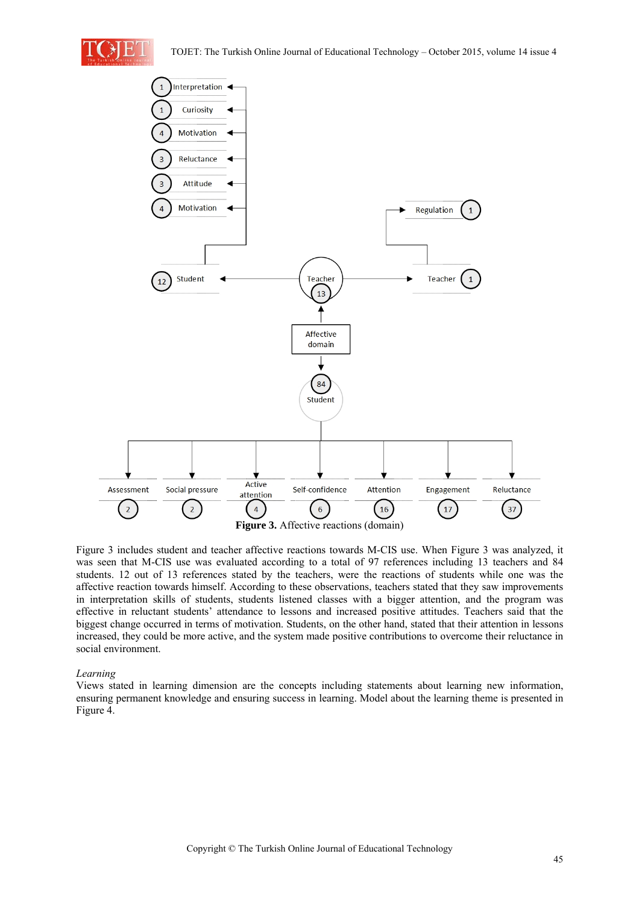Figure 3. Affective reactions (domain)

Figure 3 includes student and teacher affective reactions towards M-CIS use. When Figure 3 was analyzed, it was seen that M-CIS use was evaluated according to a total of 97 references including 13 teachers and 84 students. 12 out of 13 references stated by the teachers, were the reactions of students while one was the affective reaction towards himself. According to these observations, teachers stated that they saw improvements in interpretation skills of students, students listened classes with a bigger attention, and the program was effective in reluctant students' attendance to lessons and increased positive attitudes. Teachers said that the biggest change occurred in terms of motivation. Students, on the other hand, stated that their attention in lessons increased, they could be more active, and the system made positive contributions to overcome their reluctance in social environment.

*Learning*

Views stated in learning dimension are the concepts including statements about learning new information, ensuring permanent knowledge and ensuring success in learning. Model about the learning theme is presented in Figure 4.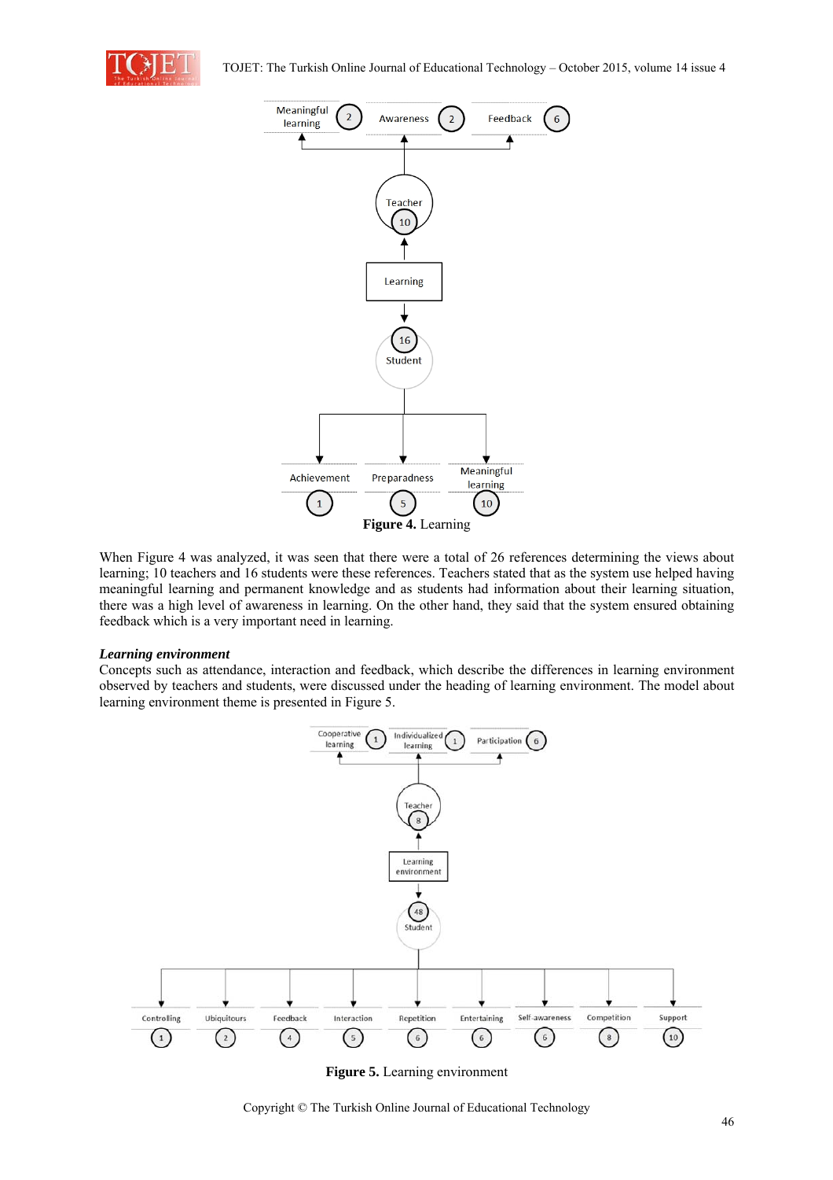**Figure 4.** Learning

When Figure 4 was analyzed, it was seen that there were a total of 26 references determining the views about learning; 10 teachers and 16 students were these references. Teachers stated that as the system use helped having meaningful learning and permanent knowledge and as students had information about their learning situation, there was a high level of awareness in learning. On the other hand, they said that the system ensured obtaining feedback which is a very important need in learning.

***Learning environment***

Concepts such as attendance, interaction and feedback, which describe the differences in learning environment observed by teachers and students, were discussed under the heading of learning environment. The model about learning environment theme is presented in Figure 5.

**Figure 5.** Learning environment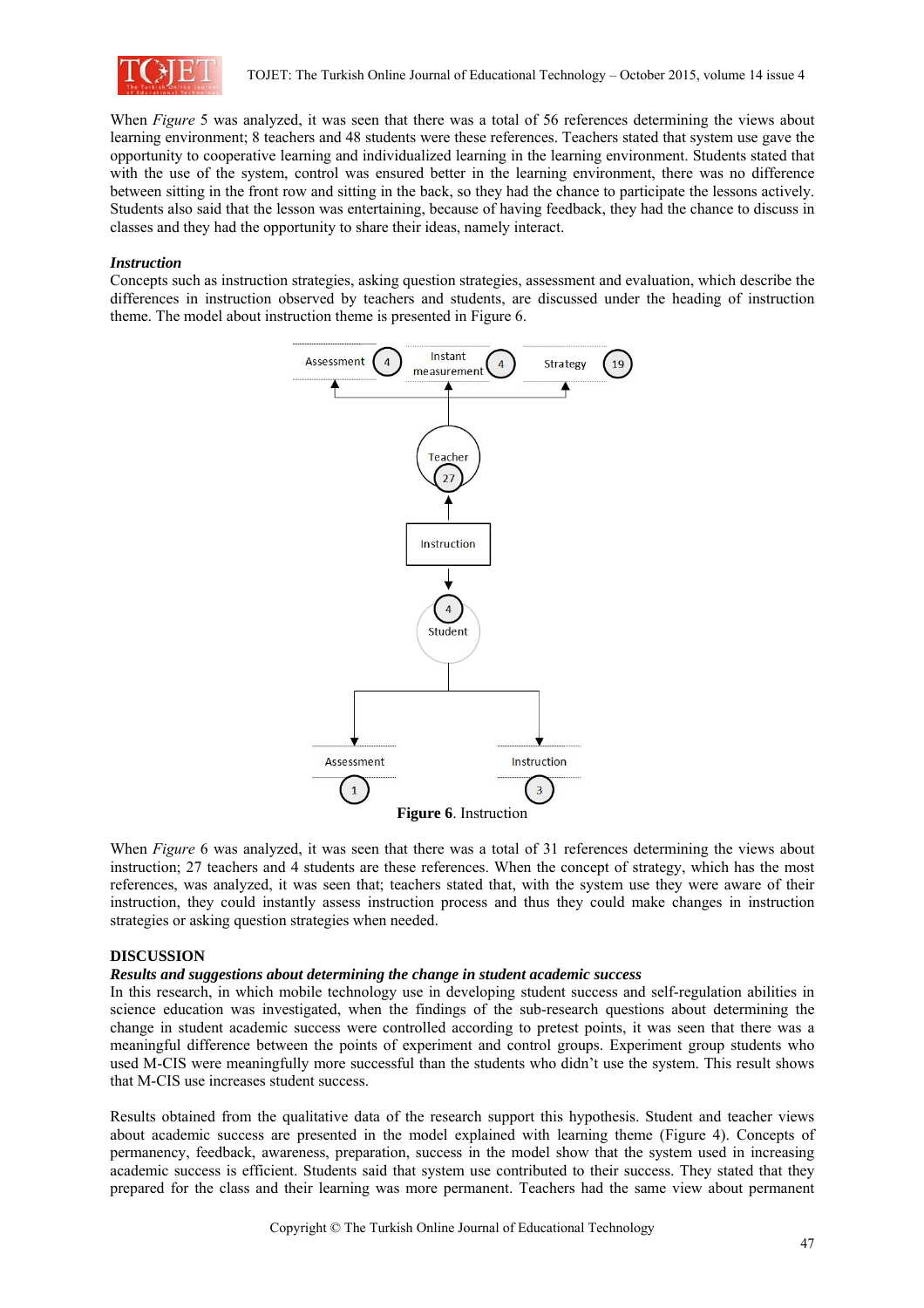When *Figure* 5 was analyzed, it was seen that there was a total of 56 references determining the views about learning environment; 8 teachers and 48 students were these references. Teachers stated that system use gave the opportunity to cooperative learning and individualized learning in the learning environment. Students stated that with the use of the system, control was ensured better in the learning environment, there was no difference between sitting in the front row and sitting in the back, so they had the chance to participate the lessons actively. Students also said that the lesson was entertaining, because of having feedback, they had the chance to discuss in classes and they had the opportunity to share their ideas, namely interact.

***Instruction***

Concepts such as instruction strategies, asking question strategies, assessment and evaluation, which describe the differences in instruction observed by teachers and students, are discussed under the heading of instruction theme. The model about instruction theme is presented in Figure 6.

**Figure 6**. Instruction

When *Figure* 6 was analyzed, it was seen that there was a total of 31 references determining the views about instruction; 27 teachers and 4 students are these references. When the concept of strategy, which has the most references, was analyzed, it was seen that; teachers stated that, with the system use they were aware of their instruction, they could instantly assess instruction process and thus they could make changes in instruction strategies or asking question strategies when needed.

## DISCUSSION

***Results and suggestions about determining the change in student academic success***

In this research, in which mobile technology use in developing student success and self-regulation abilities in science education was investigated, when the findings of the sub-research questions about determining the change in student academic success were controlled according to pretest points, it was seen that there was a meaningful difference between the points of experiment and control groups. Experiment group students who used M-CIS were meaningfully more successful than the students who didn't use the system. This result shows that M-CIS use increases student success.

Results obtained from the qualitative data of the research support this hypothesis. Student and teacher views about academic success are presented in the model explained with learning theme (Figure 4). Concepts of permanency, feedback, awareness, preparation, success in the model show that the system used in increasing academic success is efficient. Students said that system use contributed to their success. They stated that they prepared for the class and their learning was more permanent. Teachers had the same view about permanent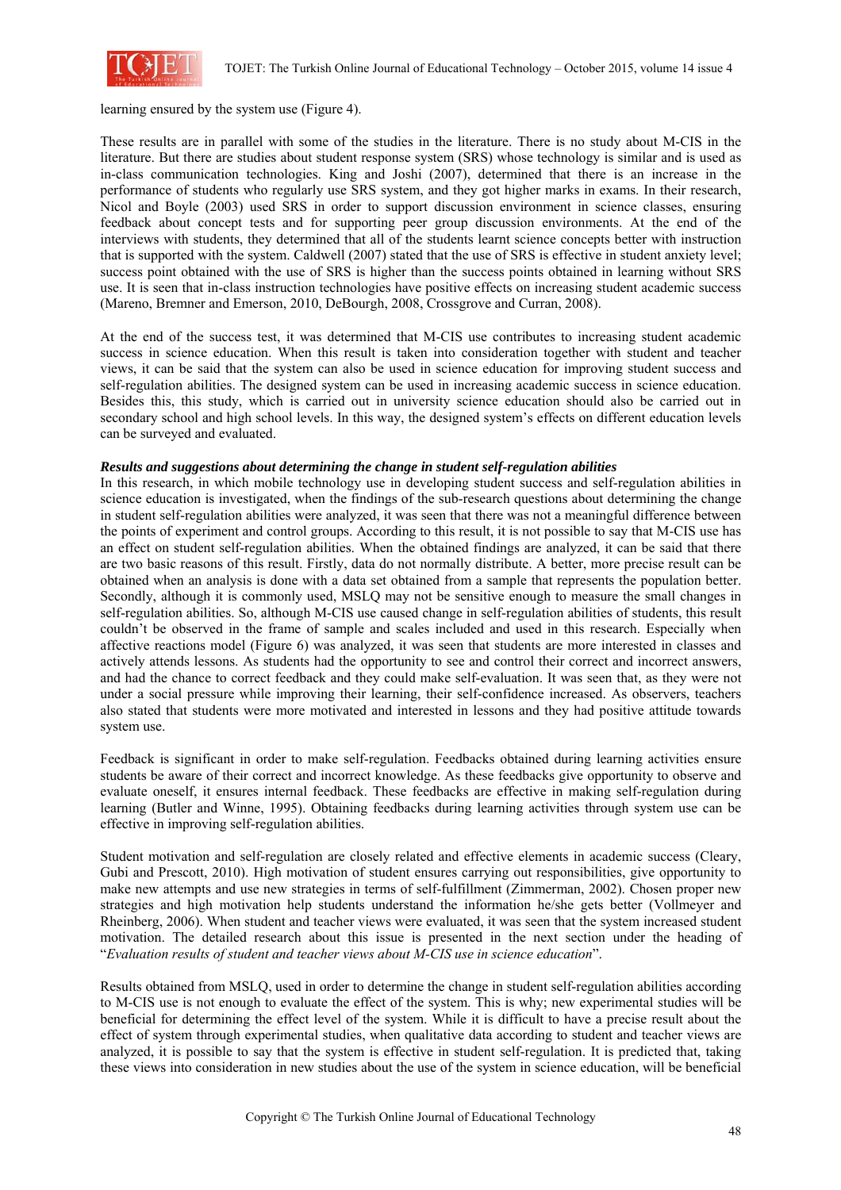learning ensured by the system use (Figure 4).

These results are in parallel with some of the studies in the literature. There is no study about M-CIS in the literature. But there are studies about student response system (SRS) whose technology is similar and is used as in-class communication technologies. King and Joshi (2007), determined that there is an increase in the performance of students who regularly use SRS system, and they got higher marks in exams. In their research, Nicol and Boyle (2003) used SRS in order to support discussion environment in science classes, ensuring feedback about concept tests and for supporting peer group discussion environments. At the end of the interviews with students, they determined that all of the students learnt science concepts better with instruction that is supported with the system. Caldwell (2007) stated that the use of SRS is effective in student anxiety level; success point obtained with the use of SRS is higher than the success points obtained in learning without SRS use. It is seen that in-class instruction technologies have positive effects on increasing student academic success (Mareno, Bremner and Emerson, 2010, DeBourgh, 2008, Crossgrove and Curran, 2008).

At the end of the success test, it was determined that M-CIS use contributes to increasing student academic success in science education. When this result is taken into consideration together with student and teacher views, it can be said that the system can also be used in science education for improving student success and self-regulation abilities. The designed system can be used in increasing academic success in science education. Besides this, this study, which is carried out in university science education should also be carried out in secondary school and high school levels. In this way, the designed system's effects on different education levels can be surveyed and evaluated.

***Results and suggestions about determining the change in student self-regulation abilities***

In this research, in which mobile technology use in developing student success and self-regulation abilities in science education is investigated, when the findings of the sub-research questions about determining the change in student self-regulation abilities were analyzed, it was seen that there was not a meaningful difference between the points of experiment and control groups. According to this result, it is not possible to say that M-CIS use has an effect on student self-regulation abilities. When the obtained findings are analyzed, it can be said that there are two basic reasons of this result. Firstly, data do not normally distribute. A better, more precise result can be obtained when an analysis is done with a data set obtained from a sample that represents the population better. Secondly, although it is commonly used, MSLQ may not be sensitive enough to measure the small changes in self-regulation abilities. So, although M-CIS use caused change in self-regulation abilities of students, this result couldn't be observed in the frame of sample and scales included and used in this research. Especially when affective reactions model (Figure 6) was analyzed, it was seen that students are more interested in classes and actively attends lessons. As students had the opportunity to see and control their correct and incorrect answers, and had the chance to correct feedback and they could make self-evaluation. It was seen that, as they were not under a social pressure while improving their learning, their self-confidence increased. As observers, teachers also stated that students were more motivated and interested in lessons and they had positive attitude towards system use.

Feedback is significant in order to make self-regulation. Feedbacks obtained during learning activities ensure students be aware of their correct and incorrect knowledge. As these feedbacks give opportunity to observe and evaluate oneself, it ensures internal feedback. These feedbacks are effective in making self-regulation during learning (Butler and Winne, 1995). Obtaining feedbacks during learning activities through system use can be effective in improving self-regulation abilities.

Student motivation and self-regulation are closely related and effective elements in academic success (Cleary, Gubi and Prescott, 2010). High motivation of student ensures carrying out responsibilities, give opportunity to make new attempts and use new strategies in terms of self-fulfillment (Zimmerman, 2002). Chosen proper new strategies and high motivation help students understand the information he/she gets better (Vollmeyer and Rheinberg, 2006). When student and teacher views were evaluated, it was seen that the system increased student motivation. The detailed research about this issue is presented in the next section under the heading of "*Evaluation results of student and teacher views about M-CIS use in science education*".

Results obtained from MSLQ, used in order to determine the change in student self-regulation abilities according to M-CIS use is not enough to evaluate the effect of the system. This is why; new experimental studies will be beneficial for determining the effect level of the system. While it is difficult to have a precise result about the effect of system through experimental studies, when qualitative data according to student and teacher views are analyzed, it is possible to say that the system is effective in student self-regulation. It is predicted that, taking these views into consideration in new studies about the use of the system in science education, will be beneficial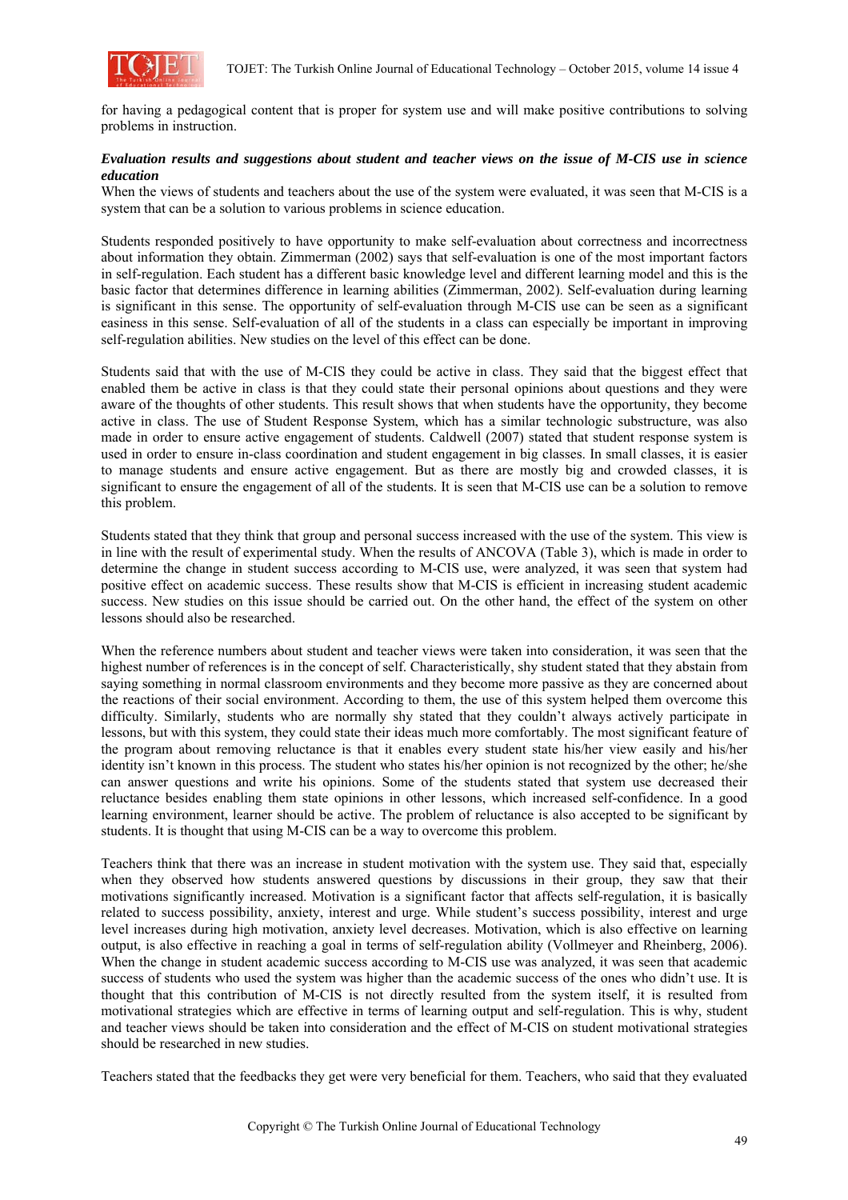for having a pedagogical content that is proper for system use and will make positive contributions to solving problems in instruction.

***Evaluation results and suggestions about student and teacher views on the issue of M-CIS use in science education***

When the views of students and teachers about the use of the system were evaluated, it was seen that M-CIS is a system that can be a solution to various problems in science education.

Students responded positively to have opportunity to make self-evaluation about correctness and incorrectness about information they obtain. Zimmerman (2002) says that self-evaluation is one of the most important factors in self-regulation. Each student has a different basic knowledge level and different learning model and this is the basic factor that determines difference in learning abilities (Zimmerman, 2002). Self-evaluation during learning is significant in this sense. The opportunity of self-evaluation through M-CIS use can be seen as a significant easiness in this sense. Self-evaluation of all of the students in a class can especially be important in improving self-regulation abilities. New studies on the level of this effect can be done.

Students said that with the use of M-CIS they could be active in class. They said that the biggest effect that enabled them be active in class is that they could state their personal opinions about questions and they were aware of the thoughts of other students. This result shows that when students have the opportunity, they become active in class. The use of Student Response System, which has a similar technologic substructure, was also made in order to ensure active engagement of students. Caldwell (2007) stated that student response system is used in order to ensure in-class coordination and student engagement in big classes. In small classes, it is easier to manage students and ensure active engagement. But as there are mostly big and crowded classes, it is significant to ensure the engagement of all of the students. It is seen that M-CIS use can be a solution to remove this problem.

Students stated that they think that group and personal success increased with the use of the system. This view is in line with the result of experimental study. When the results of ANCOVA (Table 3), which is made in order to determine the change in student success according to M-CIS use, were analyzed, it was seen that system had positive effect on academic success. These results show that M-CIS is efficient in increasing student academic success. New studies on this issue should be carried out. On the other hand, the effect of the system on other lessons should also be researched.

When the reference numbers about student and teacher views were taken into consideration, it was seen that the highest number of references is in the concept of self. Characteristically, shy student stated that they abstain from saying something in normal classroom environments and they become more passive as they are concerned about the reactions of their social environment. According to them, the use of this system helped them overcome this difficulty. Similarly, students who are normally shy stated that they couldn't always actively participate in lessons, but with this system, they could state their ideas much more comfortably. The most significant feature of the program about removing reluctance is that it enables every student state his/her view easily and his/her identity isn't known in this process. The student who states his/her opinion is not recognized by the other; he/she can answer questions and write his opinions. Some of the students stated that system use decreased their reluctance besides enabling them state opinions in other lessons, which increased self-confidence. In a good learning environment, learner should be active. The problem of reluctance is also accepted to be significant by students. It is thought that using M-CIS can be a way to overcome this problem.

Teachers think that there was an increase in student motivation with the system use. They said that, especially when they observed how students answered questions by discussions in their group, they saw that their motivations significantly increased. Motivation is a significant factor that affects self-regulation, it is basically related to success possibility, anxiety, interest and urge. While student's success possibility, interest and urge level increases during high motivation, anxiety level decreases. Motivation, which is also effective on learning output, is also effective in reaching a goal in terms of self-regulation ability (Vollmeyer and Rheinberg, 2006). When the change in student academic success according to M-CIS use was analyzed, it was seen that academic success of students who used the system was higher than the academic success of the ones who didn't use. It is thought that this contribution of M-CIS is not directly resulted from the system itself, it is resulted from motivational strategies which are effective in terms of learning output and self-regulation. This is why, student and teacher views should be taken into consideration and the effect of M-CIS on student motivational strategies should be researched in new studies.

Teachers stated that the feedbacks they get were very beneficial for them. Teachers, who said that they evaluated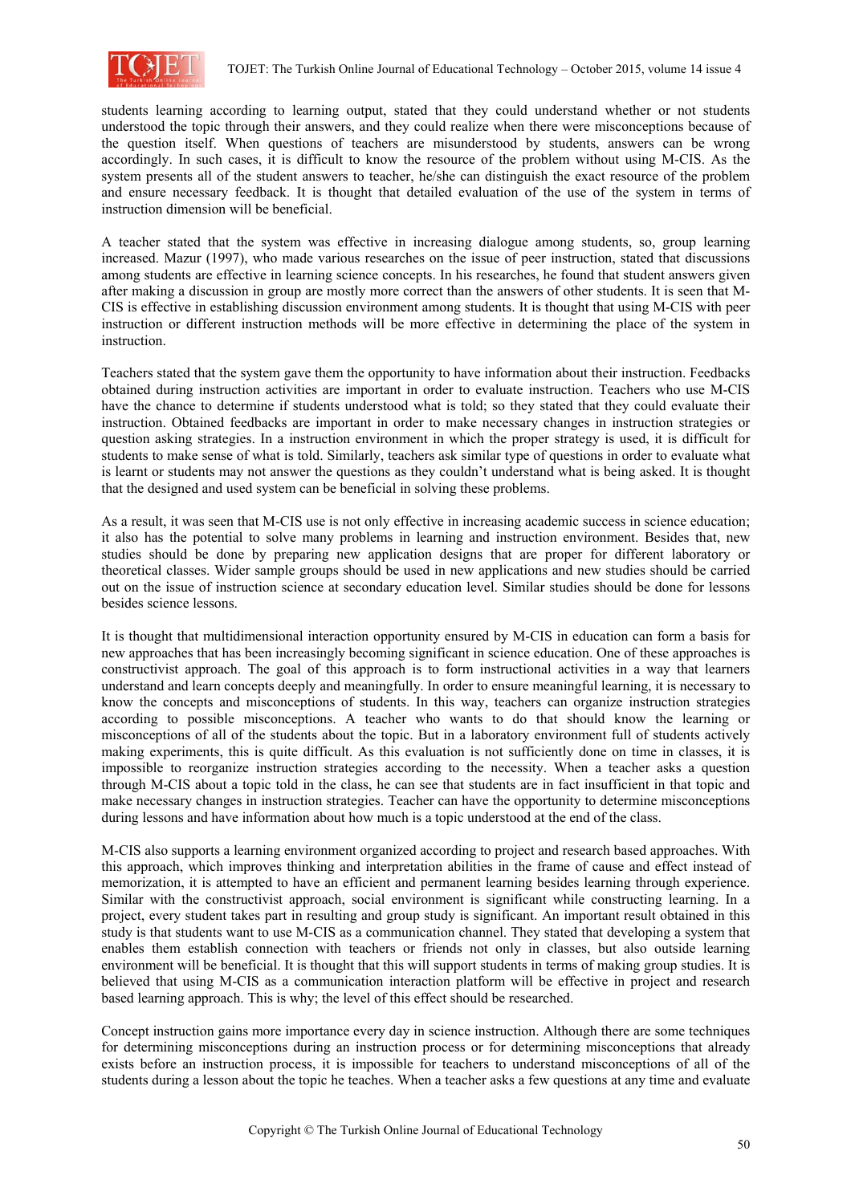students learning according to learning output, stated that they could understand whether or not students understood the topic through their answers, and they could realize when there were misconceptions because of the question itself. When questions of teachers are misunderstood by students, answers can be wrong accordingly. In such cases, it is difficult to know the resource of the problem without using M-CIS. As the system presents all of the student answers to teacher, he/she can distinguish the exact resource of the problem and ensure necessary feedback. It is thought that detailed evaluation of the use of the system in terms of instruction dimension will be beneficial.

A teacher stated that the system was effective in increasing dialogue among students, so, group learning increased. Mazur (1997), who made various researches on the issue of peer instruction, stated that discussions among students are effective in learning science concepts. In his researches, he found that student answers given after making a discussion in group are mostly more correct than the answers of other students. It is seen that M-CIS is effective in establishing discussion environment among students. It is thought that using M-CIS with peer instruction or different instruction methods will be more effective in determining the place of the system in instruction.

Teachers stated that the system gave them the opportunity to have information about their instruction. Feedbacks obtained during instruction activities are important in order to evaluate instruction. Teachers who use M-CIS have the chance to determine if students understood what is told; so they stated that they could evaluate their instruction. Obtained feedbacks are important in order to make necessary changes in instruction strategies or question asking strategies. In a instruction environment in which the proper strategy is used, it is difficult for students to make sense of what is told. Similarly, teachers ask similar type of questions in order to evaluate what is learnt or students may not answer the questions as they couldn't understand what is being asked. It is thought that the designed and used system can be beneficial in solving these problems.

As a result, it was seen that M-CIS use is not only effective in increasing academic success in science education; it also has the potential to solve many problems in learning and instruction environment. Besides that, new studies should be done by preparing new application designs that are proper for different laboratory or theoretical classes. Wider sample groups should be used in new applications and new studies should be carried out on the issue of instruction science at secondary education level. Similar studies should be done for lessons besides science lessons.

It is thought that multidimensional interaction opportunity ensured by M-CIS in education can form a basis for new approaches that has been increasingly becoming significant in science education. One of these approaches is constructivist approach. The goal of this approach is to form instructional activities in a way that learners understand and learn concepts deeply and meaningfully. In order to ensure meaningful learning, it is necessary to know the concepts and misconceptions of students. In this way, teachers can organize instruction strategies according to possible misconceptions. A teacher who wants to do that should know the learning or misconceptions of all of the students about the topic. But in a laboratory environment full of students actively making experiments, this is quite difficult. As this evaluation is not sufficiently done on time in classes, it is impossible to reorganize instruction strategies according to the necessity. When a teacher asks a question through M-CIS about a topic told in the class, he can see that students are in fact insufficient in that topic and make necessary changes in instruction strategies. Teacher can have the opportunity to determine misconceptions during lessons and have information about how much is a topic understood at the end of the class.

M-CIS also supports a learning environment organized according to project and research based approaches. With this approach, which improves thinking and interpretation abilities in the frame of cause and effect instead of memorization, it is attempted to have an efficient and permanent learning besides learning through experience. Similar with the constructivist approach, social environment is significant while constructing learning. In a project, every student takes part in resulting and group study is significant. An important result obtained in this study is that students want to use M-CIS as a communication channel. They stated that developing a system that enables them establish connection with teachers or friends not only in classes, but also outside learning environment will be beneficial. It is thought that this will support students in terms of making group studies. It is believed that using M-CIS as a communication interaction platform will be effective in project and research based learning approach. This is why; the level of this effect should be researched.

Concept instruction gains more importance every day in science instruction. Although there are some techniques for determining misconceptions during an instruction process or for determining misconceptions that already exists before an instruction process, it is impossible for teachers to understand misconceptions of all of the students during a lesson about the topic he teaches. When a teacher asks a few questions at any time and evaluate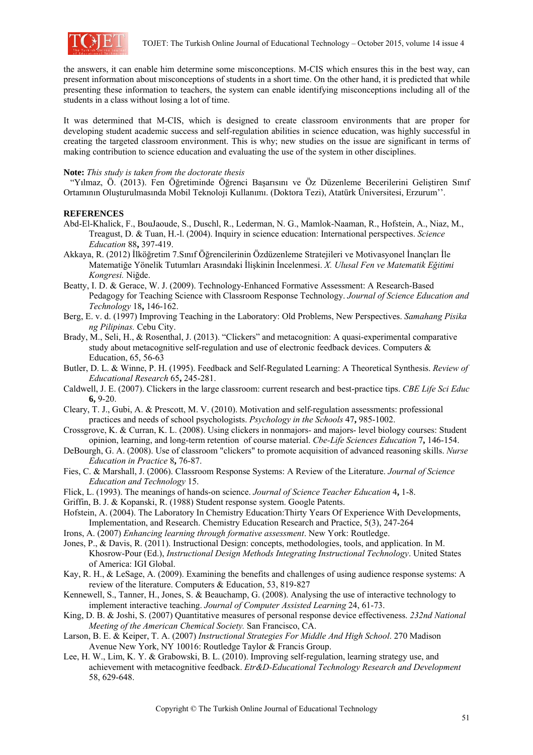the answers, it can enable him determine some misconceptions. M-CIS which ensures this in the best way, can present information about misconceptions of students in a short time. On the other hand, it is predicted that while presenting these information to teachers, the system can enable identifying misconceptions including all of the students in a class without losing a lot of time.

It was determined that M-CIS, which is designed to create classroom environments that are proper for developing student academic success and self-regulation abilities in science education, was highly successful in creating the targeted classroom environment. This is why; new studies on the issue are significant in terms of making contribution to science education and evaluating the use of the system in other disciplines.

**Note:** *This study is taken from the doctorate thesis*
"Yılmaz, Ö. (2013). Fen Öğretiminde Öğrenci Başarısını ve Öz Düzenleme Becerilerini Geliştiren Sınıf Ortamının Oluşturulmasında Mobil Teknoloji Kullanımı. (Doktora Tezi), Atatürk Üniversitesi, Erzurum''.

## REFERENCES

Abd-El-Khalick, F., BouJaoude, S., Duschl, R., Lederman, N. G., Mamlok-Naaman, R., Hofstein, A., Niaz, M., Treagust, D. & Tuan, H.-l. (2004). Inquiry in science education: International perspectives. *Science Education* 88**,** 397-419.

Akkaya, R. (2012) İlköğretim 7.Sınıf Öğrencilerinin Özdüzenleme Stratejileri ve Motivasyonel İnançları İle Matematiğe Yönelik Tutumları Arasındaki İlişkinin İncelenmesi. *X. Ulusal Fen ve Matematik Eğitimi Kongresi.* Niğde.

Beatty, I. D. & Gerace, W. J. (2009). Technology-Enhanced Formative Assessment: A Research-Based Pedagogy for Teaching Science with Classroom Response Technology. *Journal of Science Education and Technology* 18**,** 146-162.

Berg, E. v. d. (1997) Improving Teaching in the Laboratory: Old Problems, New Perspectives. *Samahang Pisika ng Pilipinas.* Cebu City.

Brady, M., Seli, H., & Rosenthal, J. (2013). "Clickers" and metacognition: A quasi-experimental comparative study about metacognitive self-regulation and use of electronic feedback devices. Computers & Education, 65, 56-63

Butler, D. L. & Winne, P. H. (1995). Feedback and Self-Regulated Learning: A Theoretical Synthesis. *Review of Educational Research* 65**,** 245-281.

Caldwell, J. E. (2007). Clickers in the large classroom: current research and best-practice tips. *CBE Life Sci Educ* **6,** 9-20.

Cleary, T. J., Gubi, A. & Prescott, M. V. (2010). Motivation and self-regulation assessments: professional practices and needs of school psychologists. *Psychology in the Schools* 47**,** 985-1002.

Crossgrove, K. & Curran, K. L. (2008). Using clickers in nonmajors- and majors- level biology courses: Student opinion, learning, and long-term retention of course material. *Cbe-Life Sciences Education* 7**,** 146-154.

DeBourgh, G. A. (2008). Use of classroom "clickers" to promote acquisition of advanced reasoning skills. *Nurse Education in Practice* 8**,** 76-87.

Fies, C. & Marshall, J. (2006). Classroom Response Systems: A Review of the Literature. *Journal of Science Education and Technology* 15.

Flick, L. (1993). The meanings of hands-on science. *Journal of Science Teacher Education* 4**,** 1-8.

Griffin, B. J. & Kopanski, R. (1988) Student response system. Google Patents.

Hofstein, A. (2004). The Laboratory In Chemistry Education:Thirty Years Of Experience With Developments, Implementation, and Research. Chemistry Education Research and Practice, 5(3), 247-264

Irons, A. (2007) *Enhancing learning through formative assessment*. New York: Routledge.

Jones, P., & Davis, R. (2011). Instructional Design: concepts, methodologies, tools, and application. In M. Khosrow-Pour (Ed.), *Instructional Design Methods Integrating Instructional Technology*. United States of America: IGI Global.

Kay, R. H., & LeSage, A. (2009). Examining the benefits and challenges of using audience response systems: A review of the literature. Computers & Education, 53, 819-827

Kennewell, S., Tanner, H., Jones, S. & Beauchamp, G. (2008). Analysing the use of interactive technology to implement interactive teaching. *Journal of Computer Assisted Learning* 24, 61-73.

King, D. B. & Joshi, S. (2007) Quantitative measures of personal response device effectiveness. *232nd National Meeting of the American Chemical Society.* San Francisco, CA.

Larson, B. E. & Keiper, T. A. (2007) *Instructional Strategies For Middle And High School*. 270 Madison Avenue New York, NY 10016: Routledge Taylor & Francis Group.

Lee, H. W., Lim, K. Y. & Grabowski, B. L. (2010). Improving self-regulation, learning strategy use, and achievement with metacognitive feedback. *Etr&D-Educational Technology Research and Development* 58, 629-648.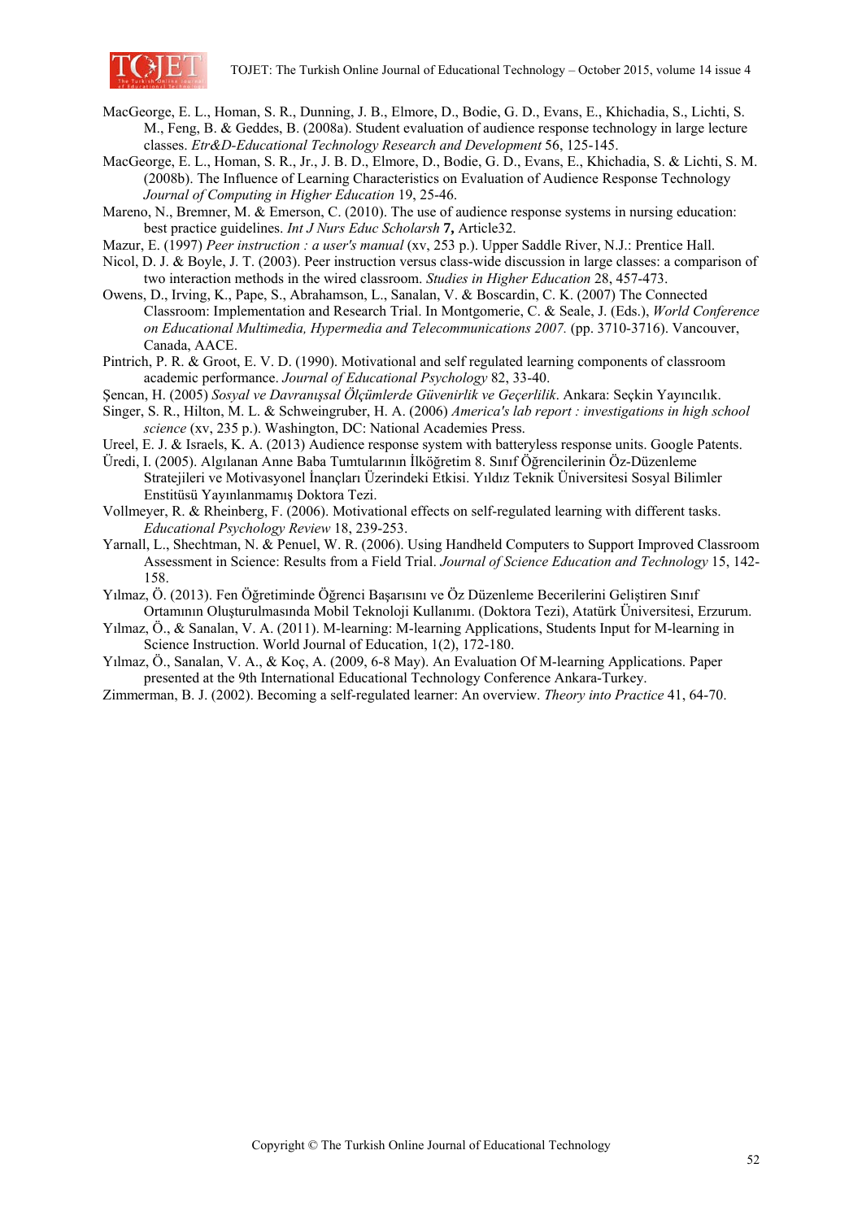MacGeorge, E. L., Homan, S. R., Dunning, J. B., Elmore, D., Bodie, G. D., Evans, E., Khichadia, S., Lichti, S. M., Feng, B. & Geddes, B. (2008a). Student evaluation of audience response technology in large lecture classes. *Etr&D-Educational Technology Research and Development* 56, 125-145.

MacGeorge, E. L., Homan, S. R., Jr., J. B. D., Elmore, D., Bodie, G. D., Evans, E., Khichadia, S. & Lichti, S. M. (2008b). The Influence of Learning Characteristics on Evaluation of Audience Response Technology *Journal of Computing in Higher Education* 19, 25-46.

Mareno, N., Bremner, M. & Emerson, C. (2010). The use of audience response systems in nursing education: best practice guidelines. *Int J Nurs Educ Scholarsh* **7,** Article32.

Mazur, E. (1997) *Peer instruction : a user's manual* (xv, 253 p.). Upper Saddle River, N.J.: Prentice Hall.

Nicol, D. J. & Boyle, J. T. (2003). Peer instruction versus class-wide discussion in large classes: a comparison of two interaction methods in the wired classroom. *Studies in Higher Education* 28, 457-473.

Owens, D., Irving, K., Pape, S., Abrahamson, L., Sanalan, V. & Boscardin, C. K. (2007) The Connected Classroom: Implementation and Research Trial. In Montgomerie, C. & Seale, J. (Eds.), *World Conference on Educational Multimedia, Hypermedia and Telecommunications 2007.* (pp. 3710-3716). Vancouver, Canada, AACE.

Pintrich, P. R. & Groot, E. V. D. (1990). Motivational and self regulated learning components of classroom academic performance. *Journal of Educational Psychology* 82, 33-40.

Şencan, H. (2005) *Sosyal ve Davranışsal Ölçümlerde Güvenirlik ve Geçerlilik*. Ankara: Seçkin Yayıncılık.

Singer, S. R., Hilton, M. L. & Schweingruber, H. A. (2006) *America's lab report : investigations in high school science* (xv, 235 p.). Washington, DC: National Academies Press.

Ureel, E. J. & Israels, K. A. (2013) Audience response system with batteryless response units. Google Patents.

Üredi, I. (2005). Algılanan Anne Baba Tumtularının İlköğretim 8. Sınıf Öğrencilerinin Öz-Düzenleme Stratejileri ve Motivasyonel İnançları Üzerindeki Etkisi. Yıldız Teknik Üniversitesi Sosyal Bilimler Enstitüsü Yayınlanmamış Doktora Tezi.

Vollmeyer, R. & Rheinberg, F. (2006). Motivational effects on self-regulated learning with different tasks. *Educational Psychology Review* 18, 239-253.

Yarnall, L., Shechtman, N. & Penuel, W. R. (2006). Using Handheld Computers to Support Improved Classroom Assessment in Science: Results from a Field Trial. *Journal of Science Education and Technology* 15, 142-158.

Yılmaz, Ö. (2013). Fen Öğretiminde Öğrenci Başarısını ve Öz Düzenleme Becerilerini Geliştiren Sınıf Ortamının Oluşturulmasında Mobil Teknoloji Kullanımı. (Doktora Tezi), Atatürk Üniversitesi, Erzurum.

Yılmaz, Ö., & Sanalan, V. A. (2011). M-learning: M-learning Applications, Students Input for M-learning in Science Instruction. World Journal of Education, 1(2), 172-180.

Yılmaz, Ö., Sanalan, V. A., & Koç, A. (2009, 6-8 May). An Evaluation Of M-learning Applications. Paper presented at the 9th International Educational Technology Conference Ankara-Turkey.

Zimmerman, B. J. (2002). Becoming a self-regulated learner: An overview. *Theory into Practice* 41, 64-70.